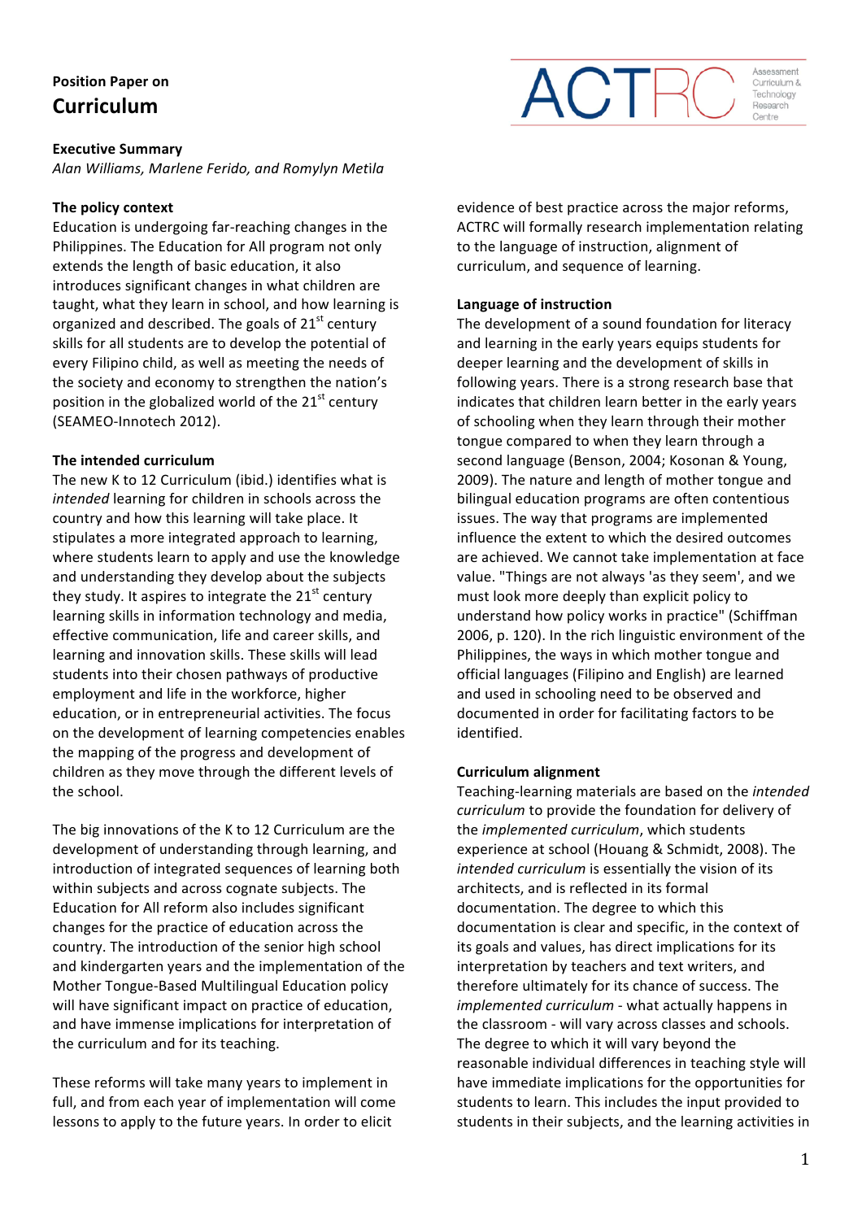Position Paper on

# Curriculum

ACTRC Assessment Curriculum & Technology Research Centre

**Executive Summary**

*Alan Williams, Marlene Ferido, and Romylyn Metila*

## The policy context

Education is undergoing far-reaching changes in the Philippines. The Education for All program not only extends the length of basic education, it also introduces significant changes in what children are taught, what they learn in school, and how learning is organized and described. The goals of 21st century skills for all students are to develop the potential of every Filipino child, as well as meeting the needs of the society and economy to strengthen the nation's position in the globalized world of the 21st century (SEAMEO-Innotech 2012).

## The intended curriculum

The new K to 12 Curriculum (ibid.) identifies what is *intended* learning for children in schools across the country and how this learning will take place. It stipulates a more integrated approach to learning, where students learn to apply and use the knowledge and understanding they develop about the subjects they study. It aspires to integrate the 21st century learning skills in information technology and media, effective communication, life and career skills, and learning and innovation skills. These skills will lead students into their chosen pathways of productive employment and life in the workforce, higher education, or in entrepreneurial activities. The focus on the development of learning competencies enables the mapping of the progress and development of children as they move through the different levels of the school.

The big innovations of the K to 12 Curriculum are the development of understanding through learning, and introduction of integrated sequences of learning both within subjects and across cognate subjects. The Education for All reform also includes significant changes for the practice of education across the country. The introduction of the senior high school and kindergarten years and the implementation of the Mother Tongue-Based Multilingual Education policy will have significant impact on practice of education, and have immense implications for interpretation of the curriculum and for its teaching.

These reforms will take many years to implement in full, and from each year of implementation will come lessons to apply to the future years. In order to elicit evidence of best practice across the major reforms, ACTRC will formally research implementation relating to the language of instruction, alignment of curriculum, and sequence of learning.

## Language of instruction

The development of a sound foundation for literacy and learning in the early years equips students for deeper learning and the development of skills in following years. There is a strong research base that indicates that children learn better in the early years of schooling when they learn through their mother tongue compared to when they learn through a second language (Benson, 2004; Kosonan & Young, 2009). The nature and length of mother tongue and bilingual education programs are often contentious issues. The way that programs are implemented influence the extent to which the desired outcomes are achieved. We cannot take implementation at face value. "Things are not always 'as they seem', and we must look more deeply than explicit policy to understand how policy works in practice" (Schiffman 2006, p. 120). In the rich linguistic environment of the Philippines, the ways in which mother tongue and official languages (Filipino and English) are learned and used in schooling need to be observed and documented in order for facilitating factors to be identified.

## Curriculum alignment

Teaching-learning materials are based on the *intended curriculum* to provide the foundation for delivery of the *implemented curriculum*, which students experience at school (Houang & Schmidt, 2008). The *intended curriculum* is essentially the vision of its architects, and is reflected in its formal documentation. The degree to which this documentation is clear and specific, in the context of its goals and values, has direct implications for its interpretation by teachers and text writers, and therefore ultimately for its chance of success. The *implemented curriculum* - what actually happens in the classroom - will vary across classes and schools. The degree to which it will vary beyond the reasonable individual differences in teaching style will have immediate implications for the opportunities for students to learn. This includes the input provided to students in their subjects, and the learning activities in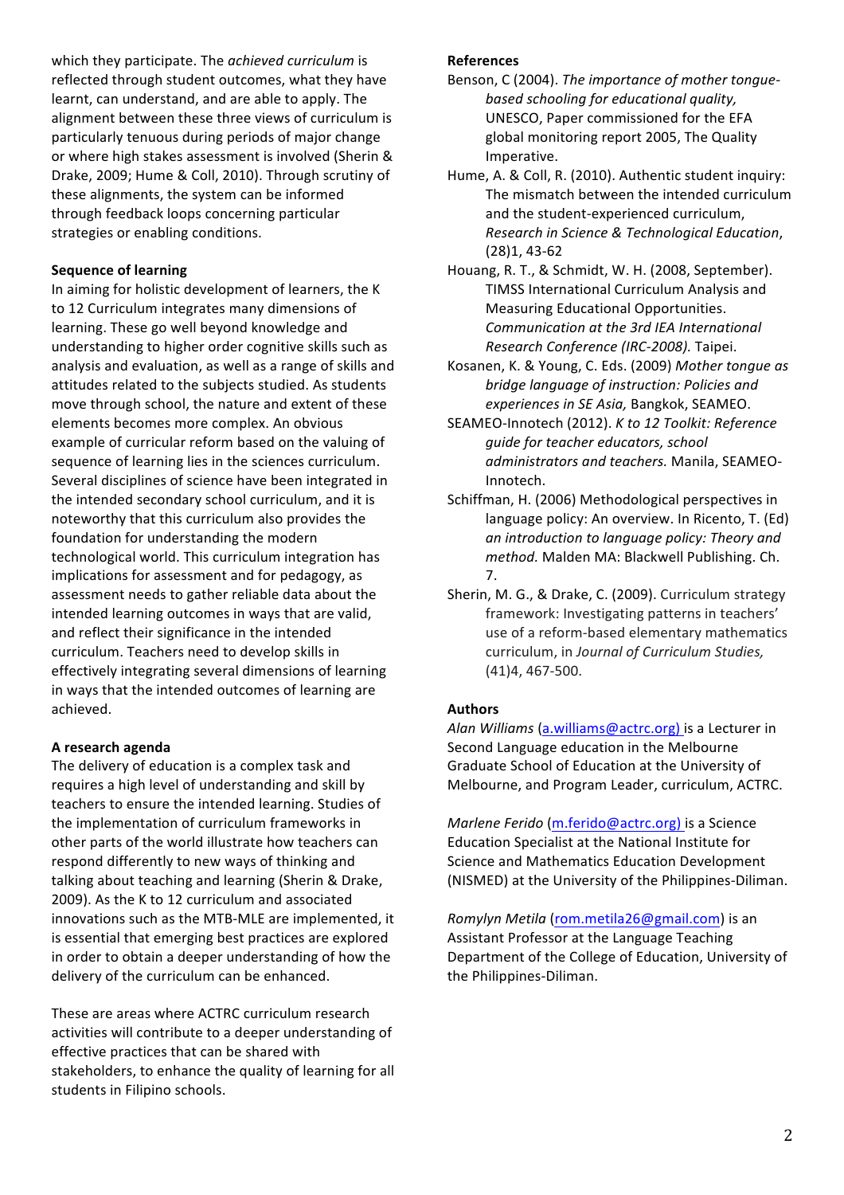which they participate. The *achieved curriculum* is reflected through student outcomes, what they have learnt, can understand, and are able to apply. The alignment between these three views of curriculum is particularly tenuous during periods of major change or where high stakes assessment is involved (Sherin & Drake, 2009; Hume & Coll, 2010). Through scrutiny of these alignments, the system can be informed through feedback loops concerning particular strategies or enabling conditions.

**Sequence of learning**

In aiming for holistic development of learners, the K to 12 Curriculum integrates many dimensions of learning. These go well beyond knowledge and understanding to higher order cognitive skills such as analysis and evaluation, as well as a range of skills and attitudes related to the subjects studied. As students move through school, the nature and extent of these elements becomes more complex. An obvious example of curricular reform based on the valuing of sequence of learning lies in the sciences curriculum. Several disciplines of science have been integrated in the intended secondary school curriculum, and it is noteworthy that this curriculum also provides the foundation for understanding the modern technological world. This curriculum integration has implications for assessment and for pedagogy, as assessment needs to gather reliable data about the intended learning outcomes in ways that are valid, and reflect their significance in the intended curriculum. Teachers need to develop skills in effectively integrating several dimensions of learning in ways that the intended outcomes of learning are achieved.

**A research agenda**

The delivery of education is a complex task and requires a high level of understanding and skill by teachers to ensure the intended learning. Studies of the implementation of curriculum frameworks in other parts of the world illustrate how teachers can respond differently to new ways of thinking and talking about teaching and learning (Sherin & Drake, 2009). As the K to 12 curriculum and associated innovations such as the MTB-MLE are implemented, it is essential that emerging best practices are explored in order to obtain a deeper understanding of how the delivery of the curriculum can be enhanced.

These are areas where ACTRC curriculum research activities will contribute to a deeper understanding of effective practices that can be shared with stakeholders, to enhance the quality of learning for all students in Filipino schools.

**References**

Benson, C (2004). *The importance of mother tongue-based schooling for educational quality,* UNESCO, Paper commissioned for the EFA global monitoring report 2005, The Quality Imperative.

Hume, A. & Coll, R. (2010). Authentic student inquiry: The mismatch between the intended curriculum and the student-experienced curriculum, *Research in Science & Technological Education*, (28)1, 43-62

Houang, R. T., & Schmidt, W. H. (2008, September). TIMSS International Curriculum Analysis and Measuring Educational Opportunities. *Communication at the 3rd IEA International Research Conference (IRC-2008).* Taipei.

Kosanen, K. & Young, C. Eds. (2009) *Mother tongue as bridge language of instruction: Policies and experiences in SE Asia,* Bangkok, SEAMEO.

SEAMEO-Innotech (2012). *K to 12 Toolkit: Reference guide for teacher educators, school administrators and teachers.* Manila, SEAMEO-Innotech.

Schiffman, H. (2006) Methodological perspectives in language policy: An overview. In Ricento, T. (Ed) *an introduction to language policy: Theory and method.* Malden MA: Blackwell Publishing. Ch. 7.

Sherin, M. G., & Drake, C. (2009). Curriculum strategy framework: Investigating patterns in teachers' use of a reform-based elementary mathematics curriculum, in *Journal of Curriculum Studies,* (41)4, 467-500.

**Authors**

*Alan Williams* (a.williams@actrc.org) is a Lecturer in Second Language education in the Melbourne Graduate School of Education at the University of Melbourne, and Program Leader, curriculum, ACTRC.

*Marlene Ferido* (m.ferido@actrc.org) is a Science Education Specialist at the National Institute for Science and Mathematics Education Development (NISMED) at the University of the Philippines-Diliman.

*Romylyn Metila* (rom.metila26@gmail.com) is an Assistant Professor at the Language Teaching Department of the College of Education, University of the Philippines-Diliman.